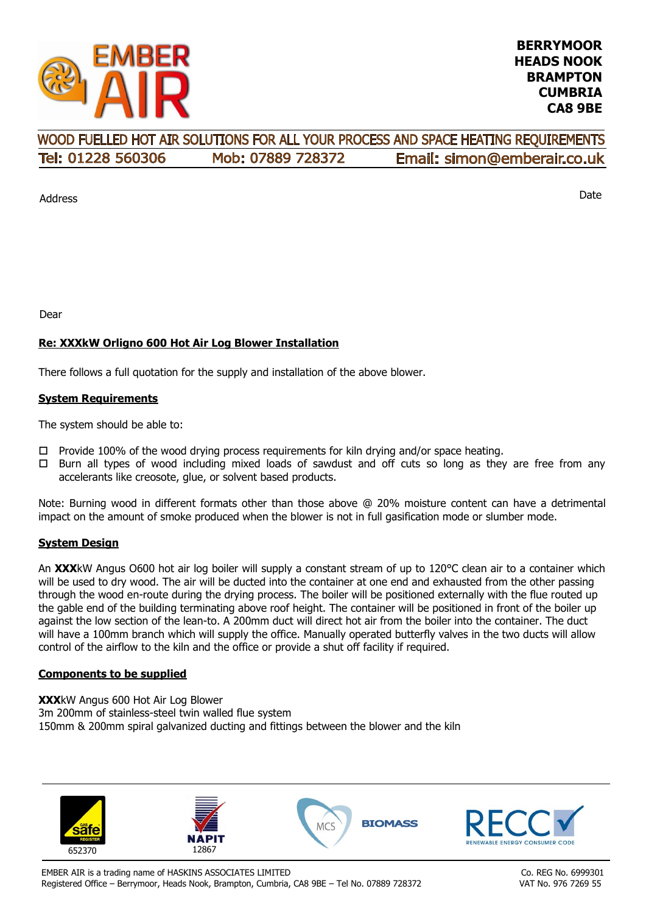EMBER AIR

**BERRYMOOR**
**HEADS NOOK**
**BRAMPTON**
**CUMBRIA**
**CA8 9BE**

WOOD FUELLED HOT AIR SOLUTIONS FOR ALL YOUR PROCESS AND SPACE HEATING REQUIREMENTS

Tel: 01228 560306 Mob: 07889 728372 Email: simon@emberair.co.uk

Address

Date

Dear

**Re: XXXkW Orligno 600 Hot Air Log Blower Installation**

There follows a full quotation for the supply and installation of the above blower.

**System Requirements**

The system should be able to:

- Provide 100% of the wood drying process requirements for kiln drying and/or space heating.
- Burn all types of wood including mixed loads of sawdust and off cuts so long as they are free from any accelerants like creosote, glue, or solvent based products.

Note: Burning wood in different formats other than those above @ 20% moisture content can have a detrimental impact on the amount of smoke produced when the blower is not in full gasification mode or slumber mode.

**System Design**

An **XXX**kW Angus O600 hot air log boiler will supply a constant stream of up to 120°C clean air to a container which will be used to dry wood. The air will be ducted into the container at one end and exhausted from the other passing through the wood en-route during the drying process. The boiler will be positioned externally with the flue routed up the gable end of the building terminating above roof height. The container will be positioned in front of the boiler up against the low section of the lean-to. A 200mm duct will direct hot air from the boiler into the container. The duct will have a 100mm branch which will supply the office. Manually operated butterfly valves in the two ducts will allow control of the airflow to the kiln and the office or provide a shut off facility if required.

**Components to be supplied**

**XXX**kW Angus 600 Hot Air Log Blower
3m 200mm of stainless-steel twin walled flue system
150mm & 200mm spiral galvanized ducting and fittings between the blower and the kiln

Gas Safe Register 652370 | NAPIT 12867 | MCS BIOMASS | RECC Renewable Energy Consumer Code

EMBER AIR is a trading name of HASKINS ASSOCIATES LIMITED
Registered Office – Berrymoor, Heads Nook, Brampton, Cumbria, CA8 9BE – Tel No. 07889 728372

Co. REG No. 6999301
VAT No. 976 7269 55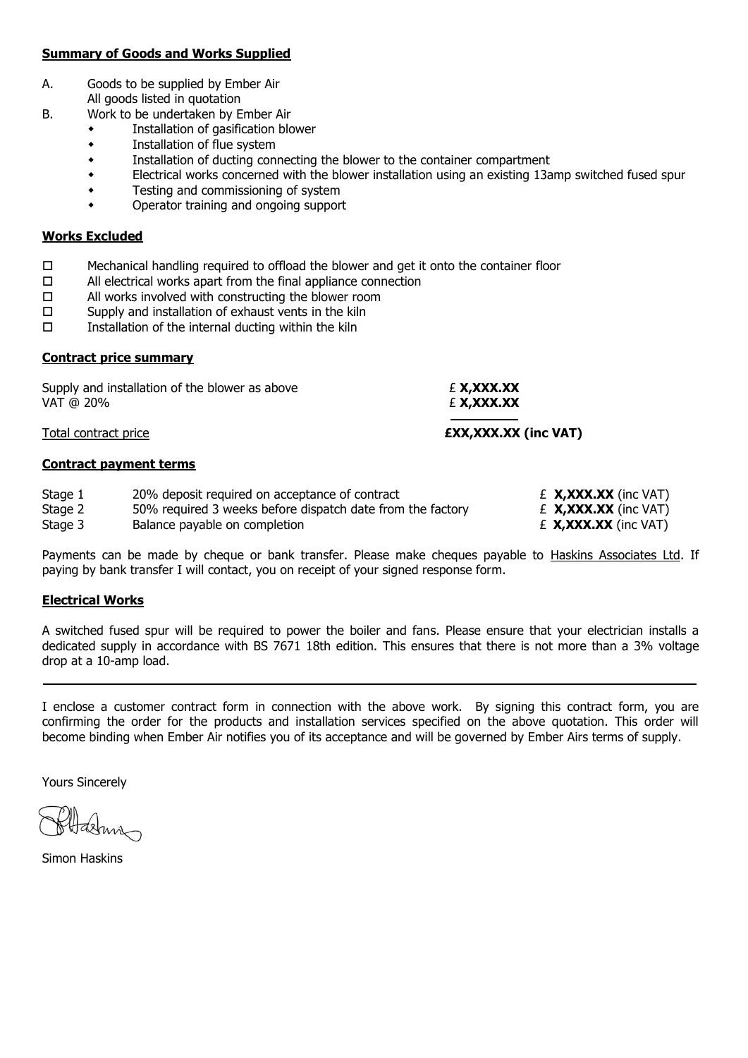**Summary of Goods and Works Supplied**

A. Goods to be supplied by Ember Air
   All goods listed in quotation

B. Work to be undertaken by Ember Air
   - Installation of gasification blower
   - Installation of flue system
   - Installation of ducting connecting the blower to the container compartment
   - Electrical works concerned with the blower installation using an existing 13amp switched fused spur
   - Testing and commissioning of system
   - Operator training and ongoing support

**Works Excluded**

- ☐ Mechanical handling required to offload the blower and get it onto the container floor
- ☐ All electrical works apart from the final appliance connection
- ☐ All works involved with constructing the blower room
- ☐ Supply and installation of exhaust vents in the kiln
- ☐ Installation of the internal ducting within the kiln

**Contract price summary**

| | |
|---|---|
| Supply and installation of the blower as above | £ **X,XXX.XX** |
| VAT @ 20% | £ **X,XXX.XX** |
| Total contract price | **£XX,XXX.XX (inc VAT)** |

**Contract payment terms**

| | | |
|---|---|---|
| Stage 1 | 20% deposit required on acceptance of contract | £ **X,XXX.XX** (inc VAT) |
| Stage 2 | 50% required 3 weeks before dispatch date from the factory | £ **X,XXX.XX** (inc VAT) |
| Stage 3 | Balance payable on completion | £ **X,XXX.XX** (inc VAT) |

Payments can be made by cheque or bank transfer. Please make cheques payable to Haskins Associates Ltd. If paying by bank transfer I will contact, you on receipt of your signed response form.

**Electrical Works**

A switched fused spur will be required to power the boiler and fans. Please ensure that your electrician installs a dedicated supply in accordance with BS 7671 18th edition. This ensures that there is not more than a 3% voltage drop at a 10-amp load.

---

I enclose a customer contract form in connection with the above work. By signing this contract form, you are confirming the order for the products and installation services specified on the above quotation. This order will become binding when Ember Air notifies you of its acceptance and will be governed by Ember Airs terms of supply.

Yours Sincerely

Simon Haskins